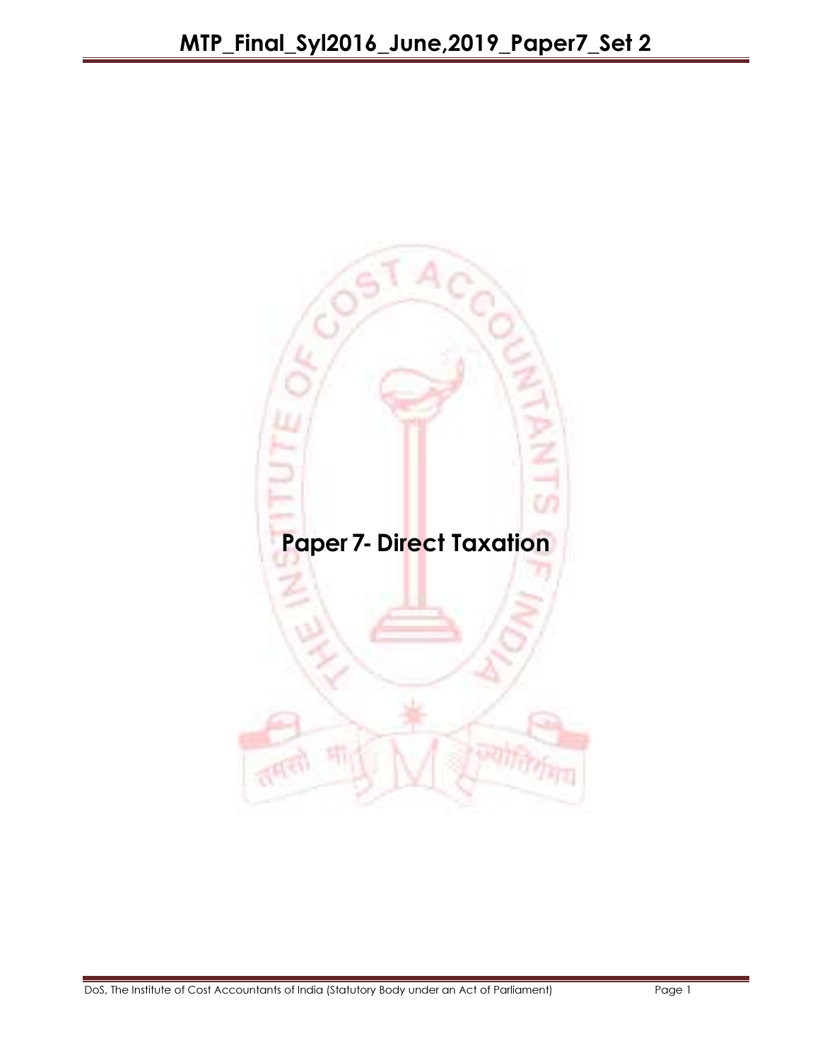# Paper 7- Direct Taxation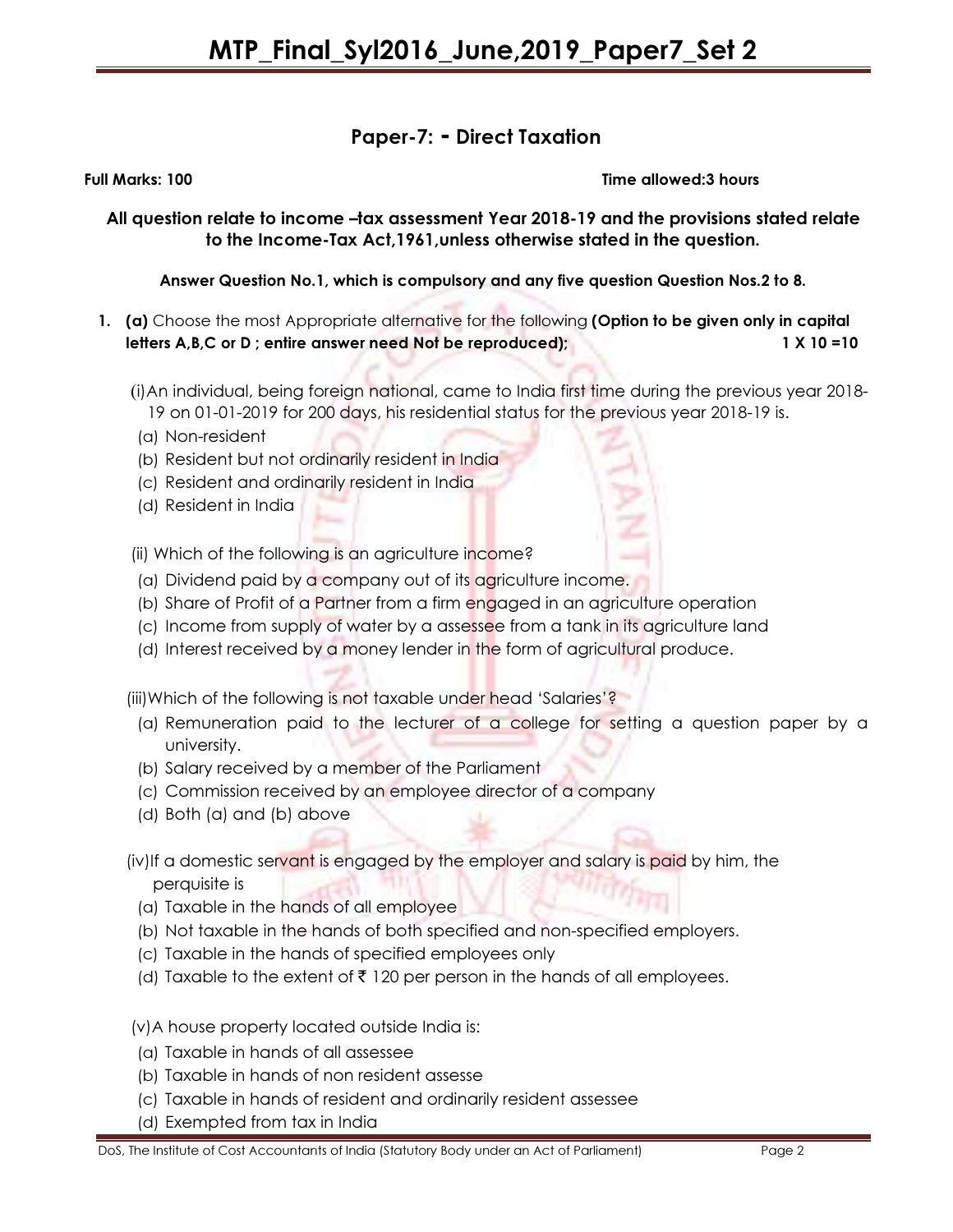# Paper-7: - Direct Taxation

**Full Marks: 100** **Time allowed:3 hours**

**All question relate to income –tax assessment Year 2018-19 and the provisions stated relate to the Income-Tax Act,1961,unless otherwise stated in the question.**

**Answer Question No.1, which is compulsory and any five question Question Nos.2 to 8.**

1. **(a)** Choose the most Appropriate alternative for the following **(Option to be given only in capital letters A,B,C or D ; entire answer need Not be reproduced);** **1 X 10 =10**

(i) An individual, being foreign national, came to India first time during the previous year 2018-19 on 01-01-2019 for 200 days, his residential status for the previous year 2018-19 is.

(a) Non-resident
(b) Resident but not ordinarily resident in India
(c) Resident and ordinarily resident in India
(d) Resident in India

(ii) Which of the following is an agriculture income?

(a) Dividend paid by a company out of its agriculture income.
(b) Share of Profit of a Partner from a firm engaged in an agriculture operation
(c) Income from supply of water by a assessee from a tank in its agriculture land
(d) Interest received by a money lender in the form of agricultural produce.

(iii) Which of the following is not taxable under head 'Salaries'?

(a) Remuneration paid to the lecturer of a college for setting a question paper by a university.
(b) Salary received by a member of the Parliament
(c) Commission received by an employee director of a company
(d) Both (a) and (b) above

(iv) If a domestic servant is engaged by the employer and salary is paid by him, the perquisite is

(a) Taxable in the hands of all employee
(b) Not taxable in the hands of both specified and non-specified employers.
(c) Taxable in the hands of specified employees only
(d) Taxable to the extent of ₹ 120 per person in the hands of all employees.

(v) A house property located outside India is:

(a) Taxable in hands of all assessee
(b) Taxable in hands of non resident assesse
(c) Taxable in hands of resident and ordinarily resident assessee
(d) Exempted from tax in India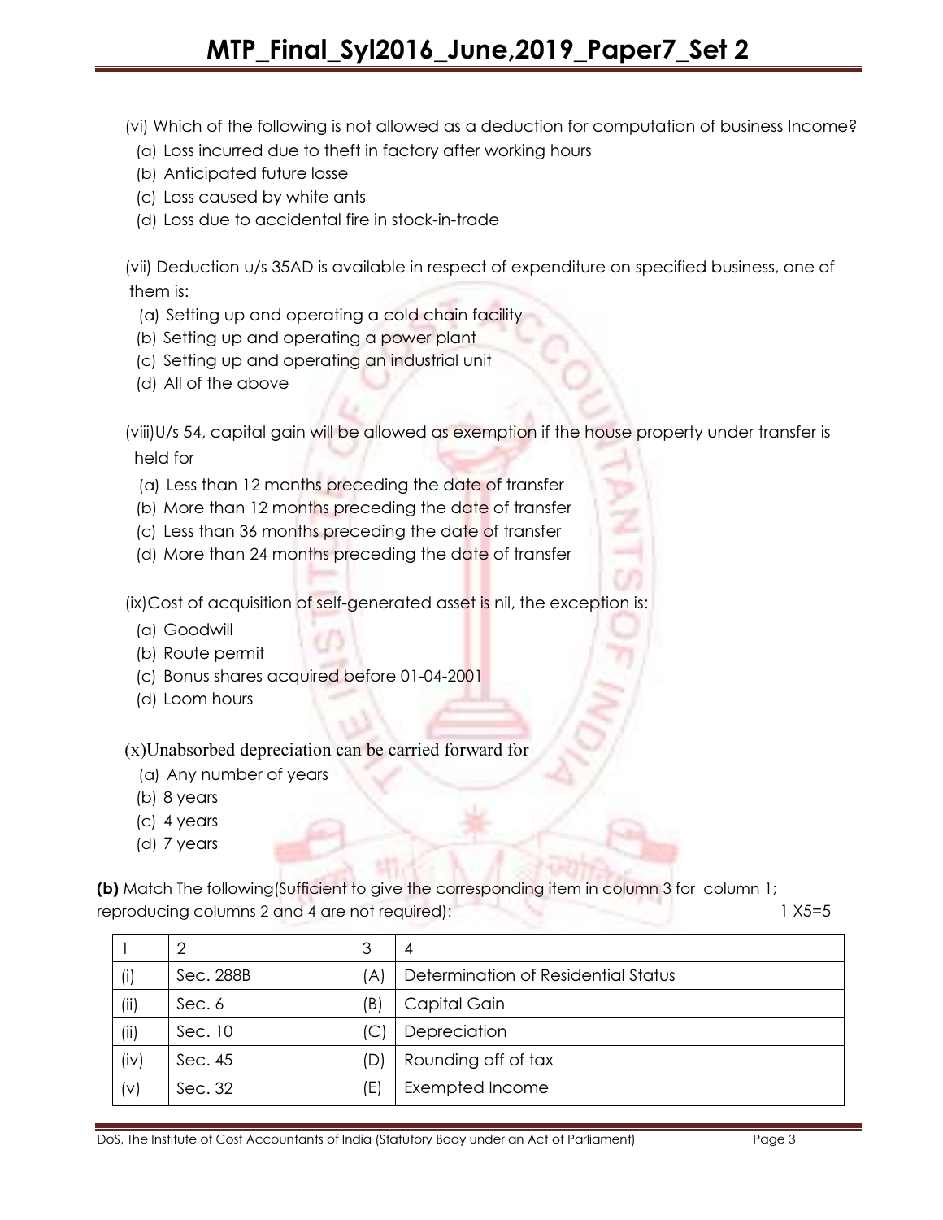(vi) Which of the following is not allowed as a deduction for computation of business Income?

(a) Loss incurred due to theft in factory after working hours
(b) Anticipated future losse
(c) Loss caused by white ants
(d) Loss due to accidental fire in stock-in-trade

(vii) Deduction u/s 35AD is available in respect of expenditure on specified business, one of them is:

(a) Setting up and operating a cold chain facility
(b) Setting up and operating a power plant
(c) Setting up and operating an industrial unit
(d) All of the above

(viii)U/s 54, capital gain will be allowed as exemption if the house property under transfer is held for

(a) Less than 12 months preceding the date of transfer
(b) More than 12 months preceding the date of transfer
(c) Less than 36 months preceding the date of transfer
(d) More than 24 months preceding the date of transfer

(ix)Cost of acquisition of self-generated asset is nil, the exception is:

(a) Goodwill
(b) Route permit
(c) Bonus shares acquired before 01-04-2001
(d) Loom hours

(x)Unabsorbed depreciation can be carried forward for

(a) Any number of years
(b) 8 years
(c) 4 years
(d) 7 years

**(b)** Match The following(Sufficient to give the corresponding item in column 3 for column 1; reproducing columns 2 and 4 are not required): 1 X5=5

| 1 | 2 | 3 | 4 |
|---|---|---|---|
| (i) | Sec. 288B | (A) | Determination of Residential Status |
| (ii) | Sec. 6 | (B) | Capital Gain |
| (ii) | Sec. 10 | (C) | Depreciation |
| (iv) | Sec. 45 | (D) | Rounding off of tax |
| (v) | Sec. 32 | (E) | Exempted Income |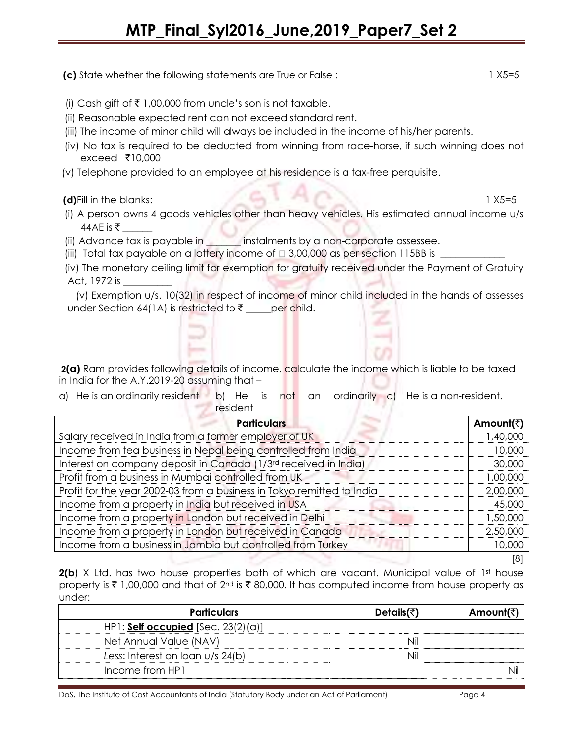**(c)** State whether the following statements are True or False : 1 X5=5

(i) Cash gift of ₹ 1,00,000 from uncle's son is not taxable.

(ii) Reasonable expected rent can not exceed standard rent.

(iii) The income of minor child will always be included in the income of his/her parents.

(iv) No tax is required to be deducted from winning from race-horse, if such winning does not exceed ₹10,000

(v) Telephone provided to an employee at his residence is a tax-free perquisite.

**(d)** Fill in the blanks: 1 X5=5

(i) A person owns 4 goods vehicles other than heavy vehicles. His estimated annual income u/s 44AE is ₹ ______

(ii) Advance tax is payable in _______ instalments by a non-corporate assessee.

(iii) Total tax payable on a lottery income of ₹ 3,00,000 as per section 115BB is ____________

(iv) The monetary ceiling limit for exemption for gratuity received under the Payment of Gratuity Act, 1972 is __________

(v) Exemption u/s. 10(32) in respect of income of minor child included in the hands of assesses under Section 64(1A) is restricted to ₹ _____ per child.

**2(a)** Ram provides following details of income, calculate the income which is liable to be taxed in India for the A.Y.2019-20 assuming that –

a) He is an ordinarily resident b) He is not an ordinarily resident c) He is a non-resident.

| Particulars | Amount(₹) |
|---|---|
| Salary received in India from a former employer of UK | 1,40,000 |
| Income from tea business in Nepal being controlled from India | 10,000 |
| Interest on company deposit in Canada (1/3rd received in India) | 30,000 |
| Profit from a business in Mumbai controlled from UK | 1,00,000 |
| Profit for the year 2002-03 from a business in Tokyo remitted to India | 2,00,000 |
| Income from a property in India but received in USA | 45,000 |
| Income from a property in London but received in Delhi | 1,50,000 |
| Income from a property in London but received in Canada | 2,50,000 |
| Income from a business in Jambia but controlled from Turkey | 10,000 |

[8]

**2(b)** X Ltd. has two house properties both of which are vacant. Municipal value of 1st house property is ₹ 1,00,000 and that of 2nd is ₹ 80,000. It has computed income from house property as under:

| Particulars | Details(₹) | Amount(₹) |
|---|---|---|
| HP1: **<u>Self occupied</u>** [Sec. 23(2)(a)] | | |
| Net Annual Value (NAV) | Nil | |
| *Less*: Interest on loan u/s 24(b) | Nil | |
| Income from HP1 | | Nil |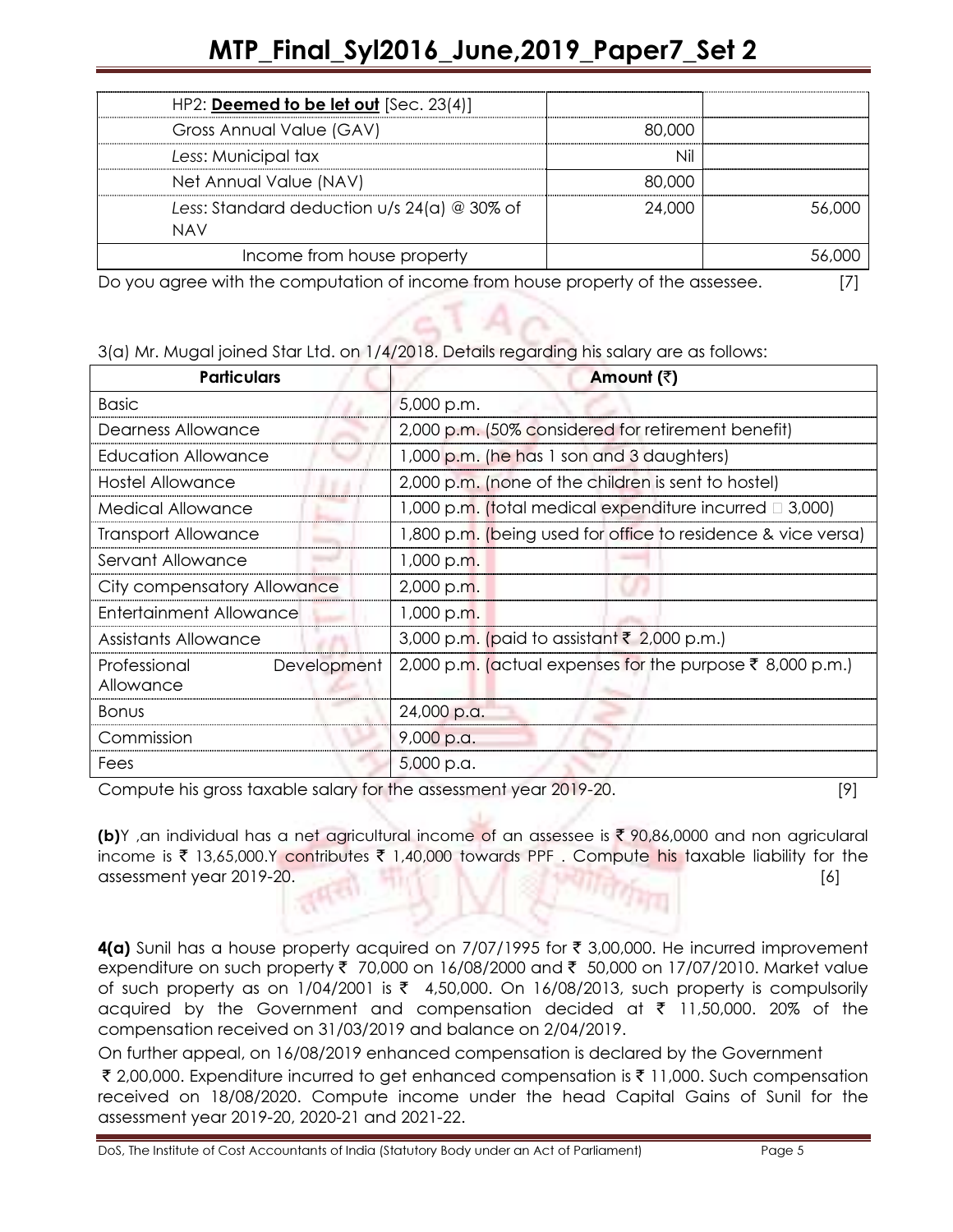| HP2: **Deemed to be let out** [Sec. 23(4)] | | |
|---|---|---|
| Gross Annual Value (GAV) | 80,000 | |
| *Less*: Municipal tax | Nil | |
| Net Annual Value (NAV) | 80,000 | |
| *Less*: Standard deduction u/s 24(a) @ 30% of NAV | 24,000 | 56,000 |
| Income from house property | | 56,000 |

Do you agree with the computation of income from house property of the assessee. [7]

3(a) Mr. Mugal joined Star Ltd. on 1/4/2018. Details regarding his salary are as follows:

| Particulars | Amount (₹) |
|---|---|
| Basic | 5,000 p.m. |
| Dearness Allowance | 2,000 p.m. (50% considered for retirement benefit) |
| Education Allowance | 1,000 p.m. (he has 1 son and 3 daughters) |
| Hostel Allowance | 2,000 p.m. (none of the children is sent to hostel) |
| Medical Allowance | 1,000 p.m. (total medical expenditure incurred ₹ 3,000) |
| Transport Allowance | 1,800 p.m. (being used for office to residence & vice versa) |
| Servant Allowance | 1,000 p.m. |
| City compensatory Allowance | 2,000 p.m. |
| Entertainment Allowance | 1,000 p.m. |
| Assistants Allowance | 3,000 p.m. (paid to assistant ₹ 2,000 p.m.) |
| Professional Development Allowance | 2,000 p.m. (actual expenses for the purpose ₹ 8,000 p.m.) |
| Bonus | 24,000 p.a. |
| Commission | 9,000 p.a. |
| Fees | 5,000 p.a. |

Compute his gross taxable salary for the assessment year 2019-20. [9]

**(b)**Y ,an individual has a net agricultural income of an assessee is ₹ 90,86,0000 and non agricularal income is ₹ 13,65,000.Y contributes ₹ 1,40,000 towards PPF . Compute his taxable liability for the assessment year 2019-20. [6]

**4(a)** Sunil has a house property acquired on 7/07/1995 for ₹ 3,00,000. He incurred improvement expenditure on such property ₹ 70,000 on 16/08/2000 and ₹ 50,000 on 17/07/2010. Market value of such property as on 1/04/2001 is ₹ 4,50,000. On 16/08/2013, such property is compulsorily acquired by the Government and compensation decided at ₹ 11,50,000. 20% of the compensation received on 31/03/2019 and balance on 2/04/2019.

On further appeal, on 16/08/2019 enhanced compensation is declared by the Government ₹ 2,00,000. Expenditure incurred to get enhanced compensation is ₹ 11,000. Such compensation received on 18/08/2020. Compute income under the head Capital Gains of Sunil for the assessment year 2019-20, 2020-21 and 2021-22.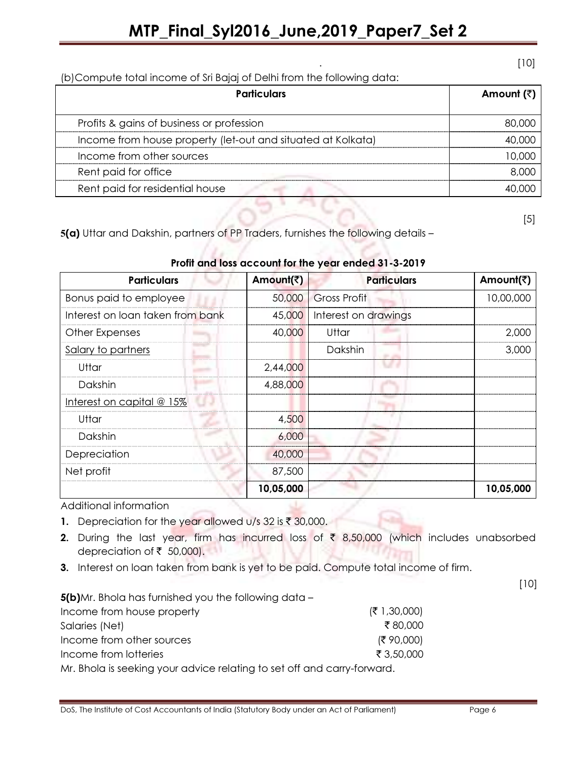[10]

(b) Compute total income of Sri Bajaj of Delhi from the following data:

| Particulars | Amount (₹) |
|---|---|
| Profits & gains of business or profession | 80,000 |
| Income from house property (let-out and situated at Kolkata) | 40,000 |
| Income from other sources | 10,000 |
| Rent paid for office | 8,000 |
| Rent paid for residential house | 40,000 |

[5]

**5(a)** Uttar and Dakshin, partners of PP Traders, furnishes the following details –

**Profit and loss account for the year ended 31-3-2019**

| Particulars | Amount(₹) | Particulars | Amount(₹) |
|---|---|---|---|
| Bonus paid to employee | 50,000 | Gross Profit | 10,00,000 |
| Interest on loan taken from bank | 45,000 | Interest on drawings | |
| Other Expenses | 40,000 | Uttar | 2,000 |
| Salary to partners | | Dakshin | 3,000 |
| Uttar | 2,44,000 | | |
| Dakshin | 4,88,000 | | |
| Interest on capital @ 15% | | | |
| Uttar | 4,500 | | |
| Dakshin | 6,000 | | |
| Depreciation | 40,000 | | |
| Net profit | 87,500 | | |
| | **10,05,000** | | **10,05,000** |

Additional information

1. Depreciation for the year allowed u/s 32 is ₹ 30,000.
2. During the last year, firm has incurred loss of ₹ 8,50,000 (which includes unabsorbed depreciation of ₹ 50,000).
3. Interest on loan taken from bank is yet to be paid. Compute total income of firm.

[10]

**5(b)** Mr. Bhola has furnished you the following data –

| | |
|---|---|
| Income from house property | (₹ 1,30,000) |
| Salaries (Net) | ₹ 80,000 |
| Income from other sources | (₹ 90,000) |
| Income from lotteries | ₹ 3,50,000 |

Mr. Bhola is seeking your advice relating to set off and carry-forward.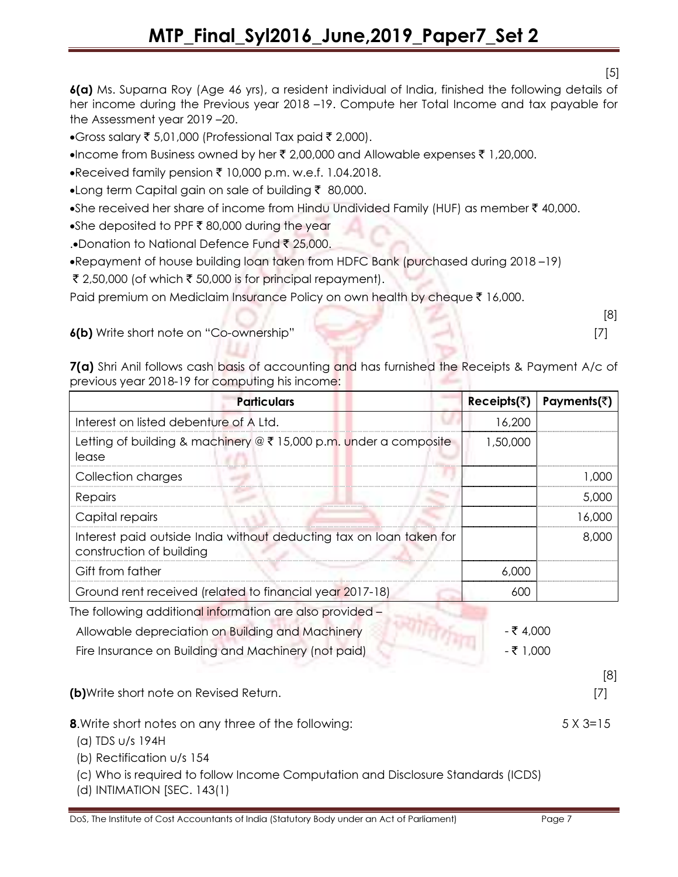[5]

**6(a)** Ms. Suparna Roy (Age 46 yrs), a resident individual of India, finished the following details of her income during the Previous year 2018 –19. Compute her Total Income and tax payable for the Assessment year 2019 –20.

- Gross salary ₹ 5,01,000 (Professional Tax paid ₹ 2,000).
- Income from Business owned by her ₹ 2,00,000 and Allowable expenses ₹ 1,20,000.
- Received family pension ₹ 10,000 p.m. w.e.f. 1.04.2018.
- Long term Capital gain on sale of building ₹ 80,000.
- She received her share of income from Hindu Undivided Family (HUF) as member ₹ 40,000.
- She deposited to PPF ₹ 80,000 during the year
- Donation to National Defence Fund ₹ 25,000.
- Repayment of house building loan taken from HDFC Bank (purchased during 2018 –19) ₹ 2,50,000 (of which ₹ 50,000 is for principal repayment).

Paid premium on Mediclaim Insurance Policy on own health by cheque ₹ 16,000.

[8]

**6(b)** Write short note on "Co-ownership" [7]

**7(a)** Shri Anil follows cash basis of accounting and has furnished the Receipts & Payment A/c of previous year 2018-19 for computing his income:

| Particulars | Receipts(₹) | Payments(₹) |
|---|---|---|
| Interest on listed debenture of A Ltd. | 16,200 | |
| Letting of building & machinery @ ₹ 15,000 p.m. under a composite lease | 1,50,000 | |
| Collection charges | | 1,000 |
| Repairs | | 5,000 |
| Capital repairs | | 16,000 |
| Interest paid outside India without deducting tax on loan taken for construction of building | | 8,000 |
| Gift from father | 6,000 | |
| Ground rent received (related to financial year 2017-18) | 600 | |

The following additional information are also provided –

Allowable depreciation on Building and Machinery - ₹ 4,000

Fire Insurance on Building and Machinery (not paid) - ₹ 1,000

[8]

**(b)** Write short note on Revised Return. [7]

**8**. Write short notes on any three of the following: 5 X 3=15

(a) TDS u/s 194H

(b) Rectification u/s 154

(c) Who is required to follow Income Computation and Disclosure Standards (ICDS)

(d) INTIMATION [SEC. 143(1)